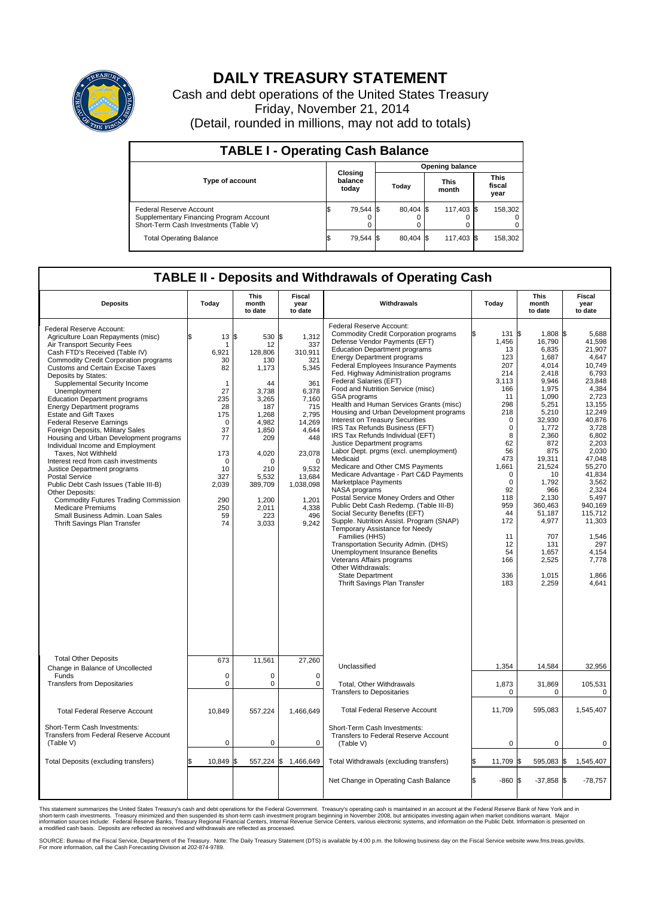# DAILY TREASURY STATEMENT

Cash and debt operations of the United States Treasury

Friday, November 21, 2014

(Detail, rounded in millions, may not add to totals)

| TABLE I - Operating Cash Balance | | | | |
|---|---|---|---|---|
| Type of account | Closing balance today | Opening balance | | |
| | | Today | This month | This fiscal year |
| Federal Reserve Account | $ 79,544 | $ 80,404 | $ 117,403 | $ 158,302 |
| Supplementary Financing Program Account | 0 | 0 | 0 | 0 |
| Short-Term Cash Investments (Table V) | 0 | 0 | 0 | 0 |
| Total Operating Balance | $ 79,544 | $ 80,404 | $ 117,403 | $ 158,302 |

## TABLE II - Deposits and Withdrawals of Operating Cash

| Deposits | Today | This month to date | Fiscal year to date |
|---|---|---|---|
| Federal Reserve Account: | | | |
| Agriculture Loan Repayments (misc) | $ 13 | $ 530 | $ 1,312 |
| Air Transport Security Fees | 1 | 12 | 337 |
| Cash FTD's Received (Table IV) | 6,921 | 128,806 | 310,911 |
| Commodity Credit Corporation programs | 30 | 130 | 321 |
| Customs and Certain Excise Taxes | 82 | 1,173 | 5,345 |
| Deposits by States: | | | |
| Supplemental Security Income | 1 | 44 | 361 |
| Unemployment | 27 | 3,738 | 6,378 |
| Education Department programs | 235 | 3,265 | 7,160 |
| Energy Department programs | 28 | 187 | 715 |
| Estate and Gift Taxes | 175 | 1,268 | 2,795 |
| Federal Reserve Earnings | 0 | 4,982 | 14,269 |
| Foreign Deposits, Military Sales | 37 | 1,850 | 4,644 |
| Housing and Urban Development programs | 77 | 209 | 448 |
| Individual Income and Employment Taxes, Not Withheld | 173 | 4,020 | 23,078 |
| Interest recd from cash investments | 0 | 0 | 0 |
| Justice Department programs | 10 | 210 | 9,532 |
| Postal Service | 327 | 5,532 | 13,684 |
| Public Debt Cash Issues (Table III-B) | 2,039 | 389,709 | 1,038,098 |
| Other Deposits: | | | |
| Commodity Futures Trading Commission | 290 | 1,200 | 1,201 |
| Medicare Premiums | 250 | 2,011 | 4,338 |
| Small Business Admin. Loan Sales | 59 | 223 | 496 |
| Thrift Savings Plan Transfer | 74 | 3,033 | 9,242 |
| Total Other Deposits | 673 | 11,561 | 27,260 |
| Change in Balance of Uncollected Funds | 0 | 0 | 0 |
| Transfers from Depositaries | 0 | 0 | 0 |
| Total Federal Reserve Account | 10,849 | 557,224 | 1,466,649 |
| Short-Term Cash Investments: Transfers from Federal Reserve Account (Table V) | 0 | 0 | 0 |
| Total Deposits (excluding transfers) | $ 10,849 | $ 557,224 | $ 1,466,649 |

| Withdrawals | Today | This month to date | Fiscal year to date |
|---|---|---|---|
| Federal Reserve Account: | | | |
| Commodity Credit Corporation programs | $ 131 | $ 1,808 | $ 5,688 |
| Defense Vendor Payments (EFT) | 1,456 | 16,790 | 41,598 |
| Education Department programs | 13 | 6,835 | 21,907 |
| Energy Department programs | 123 | 1,687 | 4,647 |
| Federal Employees Insurance Payments | 207 | 4,014 | 10,749 |
| Fed. Highway Administration programs | 214 | 2,418 | 6,793 |
| Federal Salaries (EFT) | 3,113 | 9,946 | 23,848 |
| Food and Nutrition Service (misc) | 166 | 1,975 | 4,384 |
| GSA programs | 11 | 1,090 | 2,723 |
| Health and Human Services Grants (misc) | 298 | 5,251 | 13,155 |
| Housing and Urban Development programs | 218 | 5,210 | 12,249 |
| Interest on Treasury Securities | 0 | 32,930 | 40,876 |
| IRS Tax Refunds Business (EFT) | 0 | 1,772 | 3,728 |
| IRS Tax Refunds Individual (EFT) | 8 | 2,360 | 6,802 |
| Justice Department programs | 62 | 872 | 2,203 |
| Labor Dept. prgms (excl. unemployment) | 56 | 875 | 2,030 |
| Medicaid | 473 | 19,311 | 47,048 |
| Medicare and Other CMS Payments | 1,661 | 21,524 | 55,270 |
| Medicare Advantage - Part C&D Payments | 0 | 10 | 41,834 |
| Marketplace Payments | 0 | 1,792 | 3,562 |
| NASA programs | 92 | 966 | 2,324 |
| Postal Service Money Orders and Other | 118 | 2,130 | 5,497 |
| Public Debt Cash Redemp. (Table III-B) | 959 | 360,463 | 940,169 |
| Social Security Benefits (EFT) | 44 | 51,187 | 115,712 |
| Supple. Nutrition Assist. Program (SNAP) | 172 | 4,977 | 11,303 |
| Temporary Assistance for Needy Families (HHS) | 11 | 707 | 1,546 |
| Transportation Security Admin. (DHS) | 12 | 131 | 297 |
| Unemployment Insurance Benefits | 54 | 1,657 | 4,154 |
| Veterans Affairs programs | 166 | 2,525 | 7,778 |
| Other Withdrawals: | | | |
| State Department | 336 | 1,015 | 1,866 |
| Thrift Savings Plan Transfer | 183 | 2,259 | 4,641 |
| Unclassified | 1,354 | 14,584 | 32,956 |
| Total, Other Withdrawals | 1,873 | 31,869 | 105,531 |
| Transfers to Depositaries | 0 | 0 | 0 |
| Total Federal Reserve Account | 11,709 | 595,083 | 1,545,407 |
| Short-Term Cash Investments: Transfers to Federal Reserve Account (Table V) | 0 | 0 | 0 |
| Total Withdrawals (excluding transfers) | $ 11,709 | $ 595,083 | $ 1,545,407 |
| Net Change in Operating Cash Balance | $ -860 | $ -37,858 | $ -78,757 |

This statement summarizes the United States Treasury's cash and debt operations for the Federal Government. Treasury's operating cash is maintained in an account at the Federal Reserve Bank of New York and in short-term cash investments. Treasury minimized and then suspended its short-term cash investment program beginning in November 2008, but anticipates investing again when market conditions warrant. Major information sources include: Federal Reserve Banks, Treasury Regional Financial Centers, Internal Revenue Service Centers, various electronic systems, and information on the Public Debt. Information is presented on a modified cash basis. Deposits are reflected as received and withdrawals are reflected as processed.

SOURCE: Bureau of the Fiscal Service, Department of the Treasury. Note: The Daily Treasury Statement (DTS) is available by 4:00 p.m. the following business day on the Fiscal Service website www.fms.treas.gov/dts. For more information, call the Cash Forecasting Division at 202-874-9789.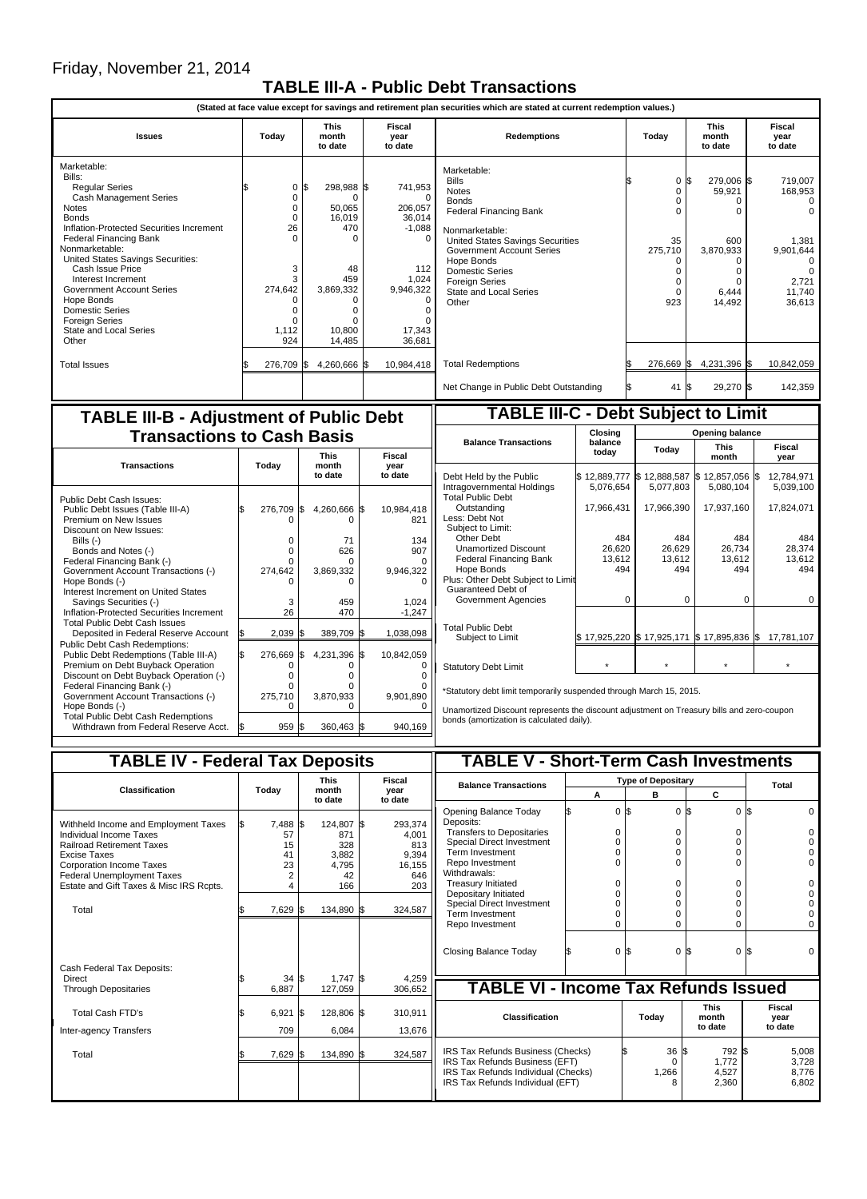Friday, November 21, 2014

# TABLE III-A - Public Debt Transactions

(Stated at face value except for savings and retirement plan securities which are stated at current redemption values.)

| Issues | Today | This month to date | Fiscal year to date |
|---|---|---|---|
| Marketable: | | | |
| Bills: | | | |
| Regular Series | $ 0 | $ 298,988 | $ 741,953 |
| Cash Management Series | 0 | 0 | 0 |
| Notes | 0 | 50,065 | 206,057 |
| Bonds | 0 | 16,019 | 36,014 |
| Inflation-Protected Securities Increment | 26 | 470 | -1,088 |
| Federal Financing Bank | 0 | 0 | 0 |
| Nonmarketable: | | | |
| United States Savings Securities: | | | |
| Cash Issue Price | 3 | 48 | 112 |
| Interest Increment | 3 | 459 | 1,024 |
| Government Account Series | 274,642 | 3,869,332 | 9,946,322 |
| Hope Bonds | 0 | 0 | 0 |
| Domestic Series | 0 | 0 | 0 |
| Foreign Series | 0 | 0 | 0 |
| State and Local Series | 1,112 | 10,800 | 17,343 |
| Other | 924 | 14,485 | 36,681 |
| Total Issues | $ 276,709 | $ 4,260,666 | $ 10,984,418 |

| Redemptions | Today | This month to date | Fiscal year to date |
|---|---|---|---|
| Marketable: | | | |
| Bills | $ 0 | $ 279,006 | $ 719,007 |
| Notes | 0 | 59,921 | 168,953 |
| Bonds | 0 | 0 | 0 |
| Federal Financing Bank | 0 | 0 | 0 |
| Nonmarketable: | | | |
| United States Savings Securities | 35 | 600 | 1,381 |
| Government Account Series | 275,710 | 3,870,933 | 9,901,644 |
| Hope Bonds | 0 | 0 | 0 |
| Domestic Series | 0 | 0 | 0 |
| Foreign Series | 0 | 0 | 2,721 |
| State and Local Series | 0 | 6,444 | 11,740 |
| Other | 923 | 14,492 | 36,613 |
| Total Redemptions | $ 276,669 | $ 4,231,396 | $ 10,842,059 |
| Net Change in Public Debt Outstanding | $ 41 | $ 29,270 | $ 142,359 |

# TABLE III-B - Adjustment of Public Debt Transactions to Cash Basis

| Transactions | Today | This month to date | Fiscal year to date |
|---|---|---|---|
| Public Debt Cash Issues: | | | |
| Public Debt Issues (Table III-A) | $ 276,709 | $ 4,260,666 | $ 10,984,418 |
| Premium on New Issues | 0 | 0 | 821 |
| Discount on New Issues: | | | |
| Bills (-) | 0 | 71 | 134 |
| Bonds and Notes (-) | 0 | 626 | 907 |
| Federal Financing Bank (-) | 0 | 0 | 0 |
| Government Account Transactions (-) | 274,642 | 3,869,332 | 9,946,322 |
| Hope Bonds (-) | 0 | 0 | 0 |
| Interest Increment on United States Savings Securities (-) | 3 | 459 | 1,024 |
| Inflation-Protected Securities Increment | 26 | 470 | -1,247 |
| Total Public Debt Cash Issues Deposited in Federal Reserve Account | $ 2,039 | $ 389,709 | $ 1,038,098 |
| Public Debt Cash Redemptions: | | | |
| Public Debt Redemptions (Table III-A) | $ 276,669 | $ 4,231,396 | $ 10,842,059 |
| Premium on Debt Buyback Operation | 0 | 0 | 0 |
| Discount on Debt Buyback Operation (-) | 0 | 0 | 0 |
| Federal Financing Bank (-) | 0 | 0 | 0 |
| Government Account Transactions (-) | 275,710 | 3,870,933 | 9,901,890 |
| Hope Bonds (-) | 0 | 0 | 0 |
| Total Public Debt Cash Redemptions Withdrawn from Federal Reserve Acct. | $ 959 | $ 360,463 | $ 940,169 |

# TABLE III-C - Debt Subject to Limit

| Balance Transactions | Closing balance today | Opening balance Today | Opening balance This month | Opening balance Fiscal year |
|---|---|---|---|---|
| Debt Held by the Public | $ 12,889,777 | $ 12,888,587 | $ 12,857,056 | $ 12,784,971 |
| Intragovernmental Holdings | 5,076,654 | 5,077,803 | 5,080,104 | 5,039,100 |
| Total Public Debt Outstanding | 17,966,431 | 17,966,390 | 17,937,160 | 17,824,071 |
| Less: Debt Not Subject to Limit: | | | | |
| Other Debt | 484 | 484 | 484 | 484 |
| Unamortized Discount | 26,620 | 26,629 | 26,734 | 28,374 |
| Federal Financing Bank | 13,612 | 13,612 | 13,612 | 13,612 |
| Hope Bonds | 494 | 494 | 494 | 494 |
| Plus: Other Debt Subject to Limit | | | | |
| Guaranteed Debt of Government Agencies | 0 | 0 | 0 | 0 |
| Total Public Debt Subject to Limit | $ 17,925,220 | $ 17,925,171 | $ 17,895,836 | $ 17,781,107 |
| Statutory Debt Limit | * | * | * | * |

*Statutory debt limit temporarily suspended through March 15, 2015.

Unamortized Discount represents the discount adjustment on Treasury bills and zero-coupon bonds (amortization is calculated daily).

# TABLE IV - Federal Tax Deposits

| Classification | Today | This month to date | Fiscal year to date |
|---|---|---|---|
| Withheld Income and Employment Taxes | $ 7,488 | $ 124,807 | $ 293,374 |
| Individual Income Taxes | 57 | 871 | 4,001 |
| Railroad Retirement Taxes | 15 | 328 | 813 |
| Excise Taxes | 41 | 3,882 | 9,394 |
| Corporation Income Taxes | 23 | 4,795 | 16,155 |
| Federal Unemployment Taxes | 2 | 42 | 646 |
| Estate and Gift Taxes & Misc IRS Rcpts. | 4 | 166 | 203 |
| Total | $ 7,629 | $ 134,890 | $ 324,587 |
| Cash Federal Tax Deposits: | | | |
| Direct | $ 34 | $ 1,747 | $ 4,259 |
| Through Depositaries | 6,887 | 127,059 | 306,652 |
| Total Cash FTD's | $ 6,921 | $ 128,806 | $ 310,911 |
| Inter-agency Transfers | 709 | 6,084 | 13,676 |
| Total | $ 7,629 | $ 134,890 | $ 324,587 |

# TABLE V - Short-Term Cash Investments

| Balance Transactions | Type of Depositary A | Type of Depositary B | Type of Depositary C | Total |
|---|---|---|---|---|
| Opening Balance Today | $ 0 | $ 0 | $ 0 | $ 0 |
| Deposits: | | | | |
| Transfers to Depositaries | 0 | 0 | 0 | 0 |
| Special Direct Investment | 0 | 0 | 0 | 0 |
| Term Investment | 0 | 0 | 0 | 0 |
| Repo Investment | 0 | 0 | 0 | 0 |
| Withdrawals: | | | | |
| Treasury Initiated | 0 | 0 | 0 | 0 |
| Depositary Initiated | 0 | 0 | 0 | 0 |
| Special Direct Investment | 0 | 0 | 0 | 0 |
| Term Investment | 0 | 0 | 0 | 0 |
| Repo Investment | 0 | 0 | 0 | 0 |
| Closing Balance Today | $ 0 | $ 0 | $ 0 | $ 0 |

# TABLE VI - Income Tax Refunds Issued

| Classification | Today | This month to date | Fiscal year to date |
|---|---|---|---|
| IRS Tax Refunds Business (Checks) | $ 36 | $ 792 | $ 5,008 |
| IRS Tax Refunds Business (EFT) | 0 | 1,772 | 3,728 |
| IRS Tax Refunds Individual (Checks) | 1,266 | 4,527 | 8,776 |
| IRS Tax Refunds Individual (EFT) | 8 | 2,360 | 6,802 |